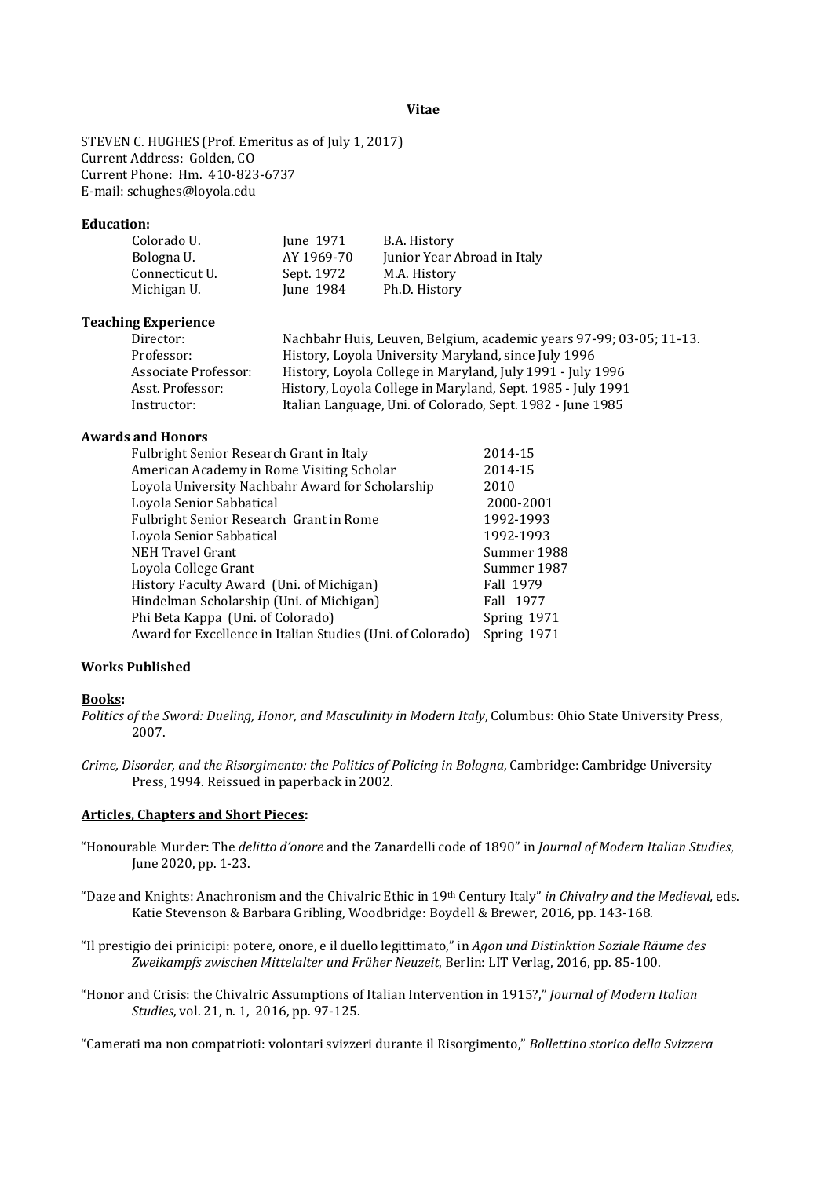**Vitae**

STEVEN C. HUGHES (Prof. Emeritus as of July 1, 2017)
Current Address: Golden, CO
Current Phone: Hm. 410-823-6737
E-mail: schughes@loyola.edu

**Education:**

| | | |
|---|---|---|
| Colorado U. | June 1971 | B.A. History |
| Bologna U. | AY 1969-70 | Junior Year Abroad in Italy |
| Connecticut U. | Sept. 1972 | M.A. History |
| Michigan U. | June 1984 | Ph.D. History |

**Teaching Experience**

| | |
|---|---|
| Director: | Nachbahr Huis, Leuven, Belgium, academic years 97-99; 03-05; 11-13. |
| Professor: | History, Loyola University Maryland, since July 1996 |
| Associate Professor: | History, Loyola College in Maryland, July 1991 - July 1996 |
| Asst. Professor: | History, Loyola College in Maryland, Sept. 1985 - July 1991 |
| Instructor: | Italian Language, Uni. of Colorado, Sept. 1982 - June 1985 |

**Awards and Honors**

| | |
|---|---|
| Fulbright Senior Research Grant in Italy | 2014-15 |
| American Academy in Rome Visiting Scholar | 2014-15 |
| Loyola University Nachbahr Award for Scholarship | 2010 |
| Loyola Senior Sabbatical | 2000-2001 |
| Fulbright Senior Research Grant in Rome | 1992-1993 |
| Loyola Senior Sabbatical | 1992-1993 |
| NEH Travel Grant | Summer 1988 |
| Loyola College Grant | Summer 1987 |
| History Faculty Award (Uni. of Michigan) | Fall 1979 |
| Hindelman Scholarship (Uni. of Michigan) | Fall 1977 |
| Phi Beta Kappa (Uni. of Colorado) | Spring 1971 |
| Award for Excellence in Italian Studies (Uni. of Colorado) | Spring 1971 |

**Works Published**

**Books:**

*Politics of the Sword: Dueling, Honor, and Masculinity in Modern Italy*, Columbus: Ohio State University Press, 2007.

*Crime, Disorder, and the Risorgimento: the Politics of Policing in Bologna*, Cambridge: Cambridge University Press, 1994. Reissued in paperback in 2002.

**Articles, Chapters and Short Pieces:**

"Honourable Murder: The *delitto d'onore* and the Zanardelli code of 1890" in *Journal of Modern Italian Studies*, June 2020, pp. 1-23.

"Daze and Knights: Anachronism and the Chivalric Ethic in 19th Century Italy" *in Chivalry and the Medieval,* eds. Katie Stevenson & Barbara Gribling, Woodbridge: Boydell & Brewer, 2016, pp. 143-168.

"Il prestigio dei prinicipi: potere, onore, e il duello legittimato," in *Agon und Distinktion Soziale Räume des Zweikampfs zwischen Mittelalter und Früher Neuzeit*, Berlin: LIT Verlag, 2016, pp. 85-100.

"Honor and Crisis: the Chivalric Assumptions of Italian Intervention in 1915?," *Journal of Modern Italian Studies*, vol. 21, n. 1, 2016, pp. 97-125.

"Camerati ma non compatrioti: volontari svizzeri durante il Risorgimento," *Bollettino storico della Svizzera*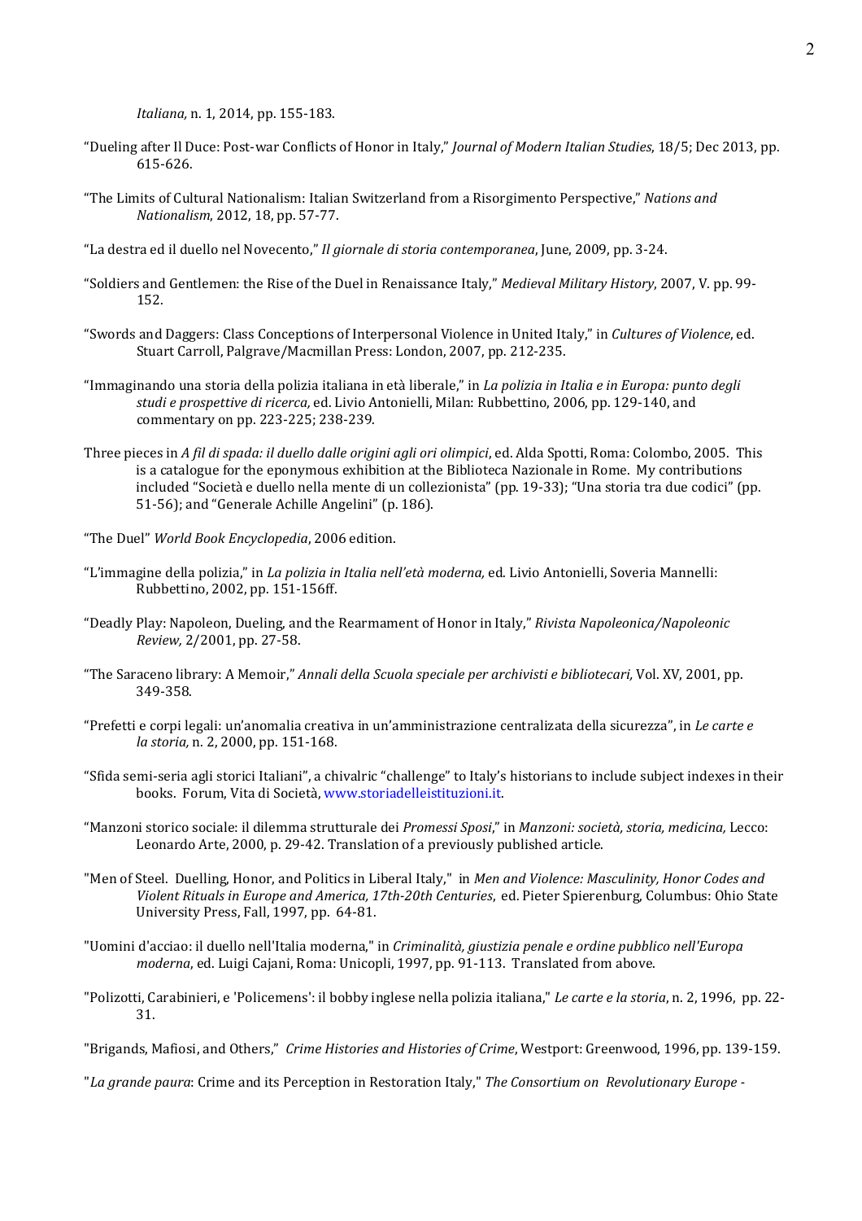*Italiana,* n. 1, 2014, pp. 155-183.

"Dueling after Il Duce: Post-war Conflicts of Honor in Italy," *Journal of Modern Italian Studies*, 18/5; Dec 2013, pp. 615-626.

"The Limits of Cultural Nationalism: Italian Switzerland from a Risorgimento Perspective," *Nations and Nationalism*, 2012, 18, pp. 57-77.

"La destra ed il duello nel Novecento," *Il giornale di storia contemporanea*, June, 2009, pp. 3-24.

"Soldiers and Gentlemen: the Rise of the Duel in Renaissance Italy," *Medieval Military History*, 2007, V. pp. 99-152.

"Swords and Daggers: Class Conceptions of Interpersonal Violence in United Italy," in *Cultures of Violence*, ed. Stuart Carroll, Palgrave/Macmillan Press: London, 2007, pp. 212-235.

"Immaginando una storia della polizia italiana in età liberale," in *La polizia in Italia e in Europa: punto degli studi e prospettive di ricerca,* ed. Livio Antonielli, Milan: Rubbettino, 2006, pp. 129-140, and commentary on pp. 223-225; 238-239.

Three pieces in *A fil di spada: il duello dalle origini agli ori olimpici*, ed. Alda Spotti, Roma: Colombo, 2005. This is a catalogue for the eponymous exhibition at the Biblioteca Nazionale in Rome. My contributions included "Società e duello nella mente di un collezionista" (pp. 19-33); "Una storia tra due codici" (pp. 51-56); and "Generale Achille Angelini" (p. 186).

"The Duel" *World Book Encyclopedia*, 2006 edition.

"L'immagine della polizia," in *La polizia in Italia nell'età moderna,* ed. Livio Antonielli, Soveria Mannelli: Rubbettino, 2002, pp. 151-156ff.

"Deadly Play: Napoleon, Dueling, and the Rearmament of Honor in Italy," *Rivista Napoleonica/Napoleonic Review,* 2/2001, pp. 27-58.

"The Saraceno library: A Memoir," *Annali della Scuola speciale per archivisti e bibliotecari,* Vol. XV, 2001, pp. 349-358.

"Prefetti e corpi legali: un'anomalia creativa in un'amministrazione centralizata della sicurezza", in *Le carte e la storia,* n. 2, 2000, pp. 151-168.

"Sfida semi-seria agli storici Italiani", a chivalric "challenge" to Italy's historians to include subject indexes in their books. Forum, Vita di Società, www.storiadelleistituzioni.it.

"Manzoni storico sociale: il dilemma strutturale dei *Promessi Sposi*," in *Manzoni: società, storia, medicina,* Lecco: Leonardo Arte, 2000, p. 29-42. Translation of a previously published article.

"Men of Steel. Duelling, Honor, and Politics in Liberal Italy," in *Men and Violence: Masculinity, Honor Codes and Violent Rituals in Europe and America, 17th-20th Centuries*, ed. Pieter Spierenburg, Columbus: Ohio State University Press, Fall, 1997, pp. 64-81.

"Uomini d'acciao: il duello nell'Italia moderna," in *Criminalità, giustizia penale e ordine pubblico nell'Europa moderna*, ed. Luigi Cajani, Roma: Unicopli, 1997, pp. 91-113. Translated from above.

"Polizotti, Carabinieri, e 'Policemens': il bobby inglese nella polizia italiana," *Le carte e la storia*, n. 2, 1996, pp. 22-31.

"Brigands, Mafiosi, and Others," *Crime Histories and Histories of Crime*, Westport: Greenwood, 1996, pp. 139-159.

"*La grande paura*: Crime and its Perception in Restoration Italy," *The Consortium on Revolutionary Europe -*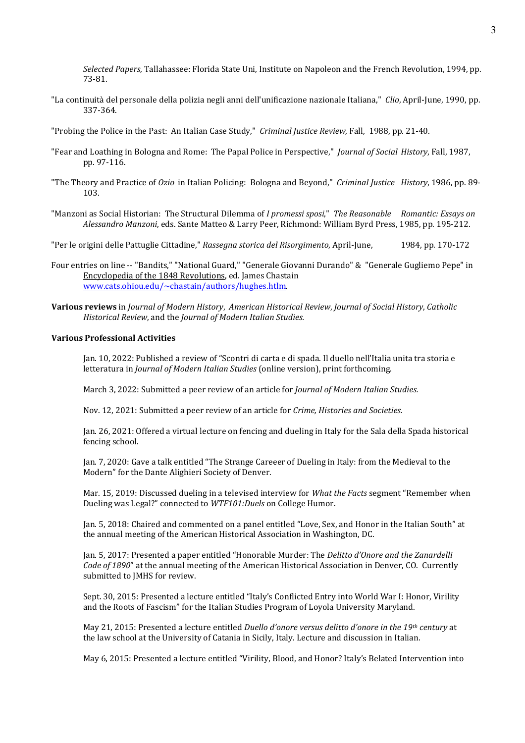*Selected Papers*, Tallahassee: Florida State Uni, Institute on Napoleon and the French Revolution, 1994, pp. 73-81.

"La continuità del personale della polizia negli anni dell'unificazione nazionale Italiana," *Clio*, April-June, 1990, pp. 337-364.

"Probing the Police in the Past: An Italian Case Study," *Criminal Justice Review*, Fall, 1988, pp. 21-40.

"Fear and Loathing in Bologna and Rome: The Papal Police in Perspective," *Journal of Social History*, Fall, 1987, pp. 97-116.

"The Theory and Practice of *Ozio* in Italian Policing: Bologna and Beyond," *Criminal Justice History*, 1986, pp. 89-103.

"Manzoni as Social Historian: The Structural Dilemma of *I promessi sposi*," *The Reasonable Romantic: Essays on Alessandro Manzoni*, eds. Sante Matteo & Larry Peer, Richmond: William Byrd Press, 1985, pp. 195-212.

"Per le origini delle Pattuglie Cittadine," *Rassegna storica del Risorgimento*, April-June, 1984, pp. 170-172

Four entries on line -- "Bandits," "National Guard," "Generale Giovanni Durando" & "Generale Gugliemo Pepe" in Encyclopedia of the 1848 Revolutions, ed. James Chastain www.cats.ohiou.edu/~chastain/authors/hughes.htlm.

**Various reviews** in *Journal of Modern History*, *American Historical Review*, *Journal of Social History*, *Catholic Historical Review*, and the *Journal of Modern Italian Studies.*

**Various Professional Activities**

Jan. 10, 2022: Published a review of "Scontri di carta e di spada. Il duello nell'Italia unita tra storia e letteratura in *Journal of Modern Italian Studies* (online version), print forthcoming.

March 3, 2022: Submitted a peer review of an article for *Journal of Modern Italian Studies.*

Nov. 12, 2021: Submitted a peer review of an article for *Crime, Histories and Societies.*

Jan. 26, 2021: Offered a virtual lecture on fencing and dueling in Italy for the Sala della Spada historical fencing school.

Jan. 7, 2020: Gave a talk entitled "The Strange Careeer of Dueling in Italy: from the Medieval to the Modern" for the Dante Alighieri Society of Denver.

Mar. 15, 2019: Discussed dueling in a televised interview for *What the Facts* segment "Remember when Dueling was Legal?" connected to *WTF101:Duels* on College Humor.

Jan. 5, 2018: Chaired and commented on a panel entitled "Love, Sex, and Honor in the Italian South" at the annual meeting of the American Historical Association in Washington, DC.

Jan. 5, 2017: Presented a paper entitled "Honorable Murder: The *Delitto d'Onore and the Zanardelli Code of 1890*" at the annual meeting of the American Historical Association in Denver, CO. Currently submitted to JMHS for review.

Sept. 30, 2015: Presented a lecture entitled "Italy's Conflicted Entry into World War I: Honor, Virility and the Roots of Fascism" for the Italian Studies Program of Loyola University Maryland.

May 21, 2015: Presented a lecture entitled *Duello d'onore versus delitto d'onore in the 19th century* at the law school at the University of Catania in Sicily, Italy. Lecture and discussion in Italian.

May 6, 2015: Presented a lecture entitled "Virility, Blood, and Honor? Italy's Belated Intervention into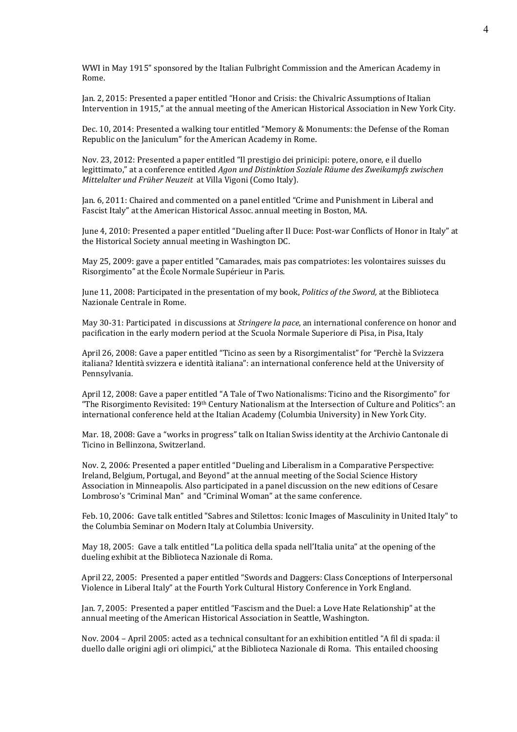WWI in May 1915" sponsored by the Italian Fulbright Commission and the American Academy in Rome.

Jan. 2, 2015: Presented a paper entitled "Honor and Crisis: the Chivalric Assumptions of Italian Intervention in 1915," at the annual meeting of the American Historical Association in New York City.

Dec. 10, 2014: Presented a walking tour entitled "Memory & Monuments: the Defense of the Roman Republic on the Janiculum" for the American Academy in Rome.

Nov. 23, 2012: Presented a paper entitled "Il prestigio dei prinicipi: potere, onore, e il duello legittimato," at a conference entitled *Agon und Distinktion Soziale Räume des Zweikampfs zwischen Mittelalter und Früher Neuzeit* at Villa Vigoni (Como Italy).

Jan. 6, 2011: Chaired and commented on a panel entitled "Crime and Punishment in Liberal and Fascist Italy" at the American Historical Assoc. annual meeting in Boston, MA.

June 4, 2010: Presented a paper entitled "Dueling after Il Duce: Post-war Conflicts of Honor in Italy" at the Historical Society annual meeting in Washington DC.

May 25, 2009: gave a paper entitled "Camarades, mais pas compatriotes: les volontaires suisses du Risorgimento" at the École Normale Supérieur in Paris.

June 11, 2008: Participated in the presentation of my book, *Politics of the Sword,* at the Biblioteca Nazionale Centrale in Rome.

May 30-31: Participated in discussions at *Stringere la pace*, an international conference on honor and pacification in the early modern period at the Scuola Normale Superiore di Pisa, in Pisa, Italy

April 26, 2008: Gave a paper entitled "Ticino as seen by a Risorgimentalist" for "Perchè la Svizzera italiana? Identità svizzera e identità italiana": an international conference held at the University of Pennsylvania.

April 12, 2008: Gave a paper entitled "A Tale of Two Nationalisms: Ticino and the Risorgimento" for "The Risorgimento Revisited: 19th Century Nationalism at the Intersection of Culture and Politics": an international conference held at the Italian Academy (Columbia University) in New York City.

Mar. 18, 2008: Gave a "works in progress" talk on Italian Swiss identity at the Archivio Cantonale di Ticino in Bellinzona, Switzerland.

Nov. 2, 2006: Presented a paper entitled "Dueling and Liberalism in a Comparative Perspective: Ireland, Belgium, Portugal, and Beyond" at the annual meeting of the Social Science History Association in Minneapolis. Also participated in a panel discussion on the new editions of Cesare Lombroso's "Criminal Man" and "Criminal Woman" at the same conference.

Feb. 10, 2006: Gave talk entitled "Sabres and Stilettos: Iconic Images of Masculinity in United Italy" to the Columbia Seminar on Modern Italy at Columbia University.

May 18, 2005: Gave a talk entitled "La politica della spada nell'Italia unita" at the opening of the dueling exhibit at the Biblioteca Nazionale di Roma.

April 22, 2005: Presented a paper entitled "Swords and Daggers: Class Conceptions of Interpersonal Violence in Liberal Italy" at the Fourth York Cultural History Conference in York England.

Jan. 7, 2005: Presented a paper entitled "Fascism and the Duel: a Love Hate Relationship" at the annual meeting of the American Historical Association in Seattle, Washington.

Nov. 2004 – April 2005: acted as a technical consultant for an exhibition entitled "A fil di spada: il duello dalle origini agli ori olimpici," at the Biblioteca Nazionale di Roma. This entailed choosing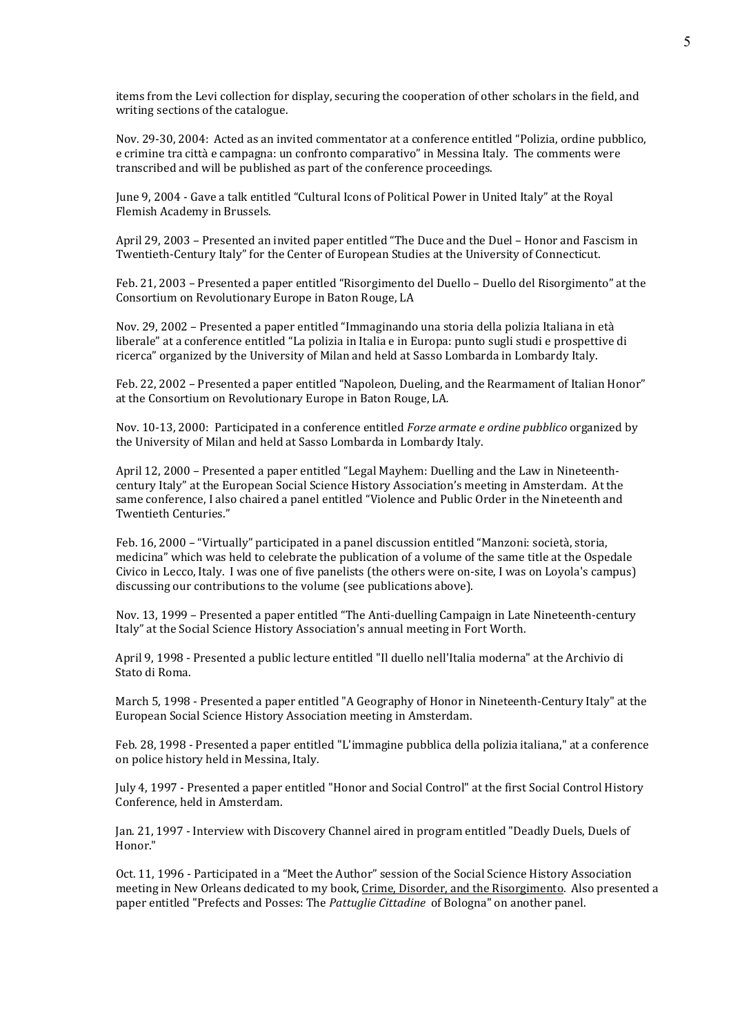items from the Levi collection for display, securing the cooperation of other scholars in the field, and writing sections of the catalogue.

Nov. 29-30, 2004: Acted as an invited commentator at a conference entitled "Polizia, ordine pubblico, e crimine tra città e campagna: un confronto comparativo" in Messina Italy. The comments were transcribed and will be published as part of the conference proceedings.

June 9, 2004 - Gave a talk entitled "Cultural Icons of Political Power in United Italy" at the Royal Flemish Academy in Brussels.

April 29, 2003 – Presented an invited paper entitled "The Duce and the Duel – Honor and Fascism in Twentieth-Century Italy" for the Center of European Studies at the University of Connecticut.

Feb. 21, 2003 – Presented a paper entitled "Risorgimento del Duello – Duello del Risorgimento" at the Consortium on Revolutionary Europe in Baton Rouge, LA

Nov. 29, 2002 – Presented a paper entitled "Immaginando una storia della polizia Italiana in età liberale" at a conference entitled "La polizia in Italia e in Europa: punto sugli studi e prospettive di ricerca" organized by the University of Milan and held at Sasso Lombarda in Lombardy Italy.

Feb. 22, 2002 – Presented a paper entitled "Napoleon, Dueling, and the Rearmament of Italian Honor" at the Consortium on Revolutionary Europe in Baton Rouge, LA.

Nov. 10-13, 2000: Participated in a conference entitled *Forze armate e ordine pubblico* organized by the University of Milan and held at Sasso Lombarda in Lombardy Italy.

April 12, 2000 – Presented a paper entitled "Legal Mayhem: Duelling and the Law in Nineteenth-century Italy" at the European Social Science History Association's meeting in Amsterdam. At the same conference, I also chaired a panel entitled "Violence and Public Order in the Nineteenth and Twentieth Centuries."

Feb. 16, 2000 – "Virtually" participated in a panel discussion entitled "Manzoni: società, storia, medicina" which was held to celebrate the publication of a volume of the same title at the Ospedale Civico in Lecco, Italy. I was one of five panelists (the others were on-site, I was on Loyola's campus) discussing our contributions to the volume (see publications above).

Nov. 13, 1999 – Presented a paper entitled "The Anti-duelling Campaign in Late Nineteenth-century Italy" at the Social Science History Association's annual meeting in Fort Worth.

April 9, 1998 - Presented a public lecture entitled "Il duello nell'Italia moderna" at the Archivio di Stato di Roma.

March 5, 1998 - Presented a paper entitled "A Geography of Honor in Nineteenth-Century Italy" at the European Social Science History Association meeting in Amsterdam.

Feb. 28, 1998 - Presented a paper entitled "L'immagine pubblica della polizia italiana," at a conference on police history held in Messina, Italy.

July 4, 1997 - Presented a paper entitled "Honor and Social Control" at the first Social Control History Conference, held in Amsterdam.

Jan. 21, 1997 - Interview with Discovery Channel aired in program entitled "Deadly Duels, Duels of Honor."

Oct. 11, 1996 - Participated in a "Meet the Author" session of the Social Science History Association meeting in New Orleans dedicated to my book, <u>Crime, Disorder, and the Risorgimento</u>. Also presented a paper entitled "Prefects and Posses: The *Pattuglie Cittadine* of Bologna" on another panel.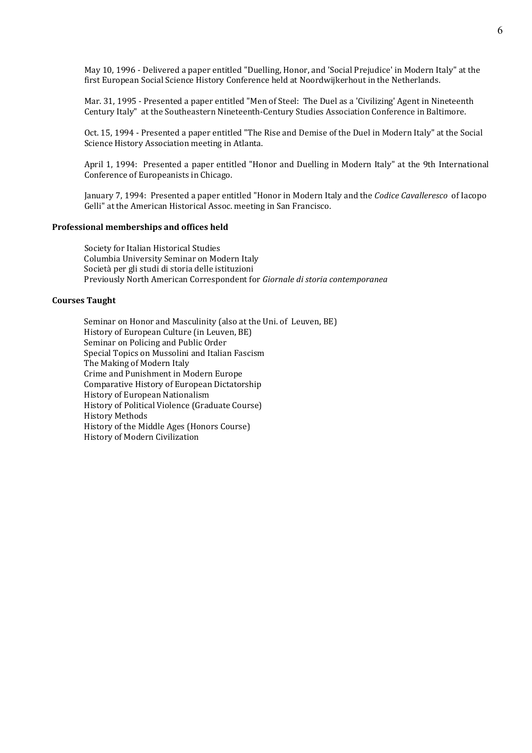May 10, 1996 - Delivered a paper entitled "Duelling, Honor, and 'Social Prejudice' in Modern Italy" at the first European Social Science History Conference held at Noordwijkerhout in the Netherlands.

Mar. 31, 1995 - Presented a paper entitled "Men of Steel: The Duel as a 'Civilizing' Agent in Nineteenth Century Italy" at the Southeastern Nineteenth-Century Studies Association Conference in Baltimore.

Oct. 15, 1994 - Presented a paper entitled "The Rise and Demise of the Duel in Modern Italy" at the Social Science History Association meeting in Atlanta.

April 1, 1994: Presented a paper entitled "Honor and Duelling in Modern Italy" at the 9th International Conference of Europeanists in Chicago.

January 7, 1994: Presented a paper entitled "Honor in Modern Italy and the *Codice Cavalleresco* of Iacopo Gelli" at the American Historical Assoc. meeting in San Francisco.

**Professional memberships and offices held**

Society for Italian Historical Studies
Columbia University Seminar on Modern Italy
Società per gli studi di storia delle istituzioni
Previously North American Correspondent for *Giornale di storia contemporanea*

**Courses Taught**

Seminar on Honor and Masculinity (also at the Uni. of Leuven, BE)
History of European Culture (in Leuven, BE)
Seminar on Policing and Public Order
Special Topics on Mussolini and Italian Fascism
The Making of Modern Italy
Crime and Punishment in Modern Europe
Comparative History of European Dictatorship
History of European Nationalism
History of Political Violence (Graduate Course)
History Methods
History of the Middle Ages (Honors Course)
History of Modern Civilization